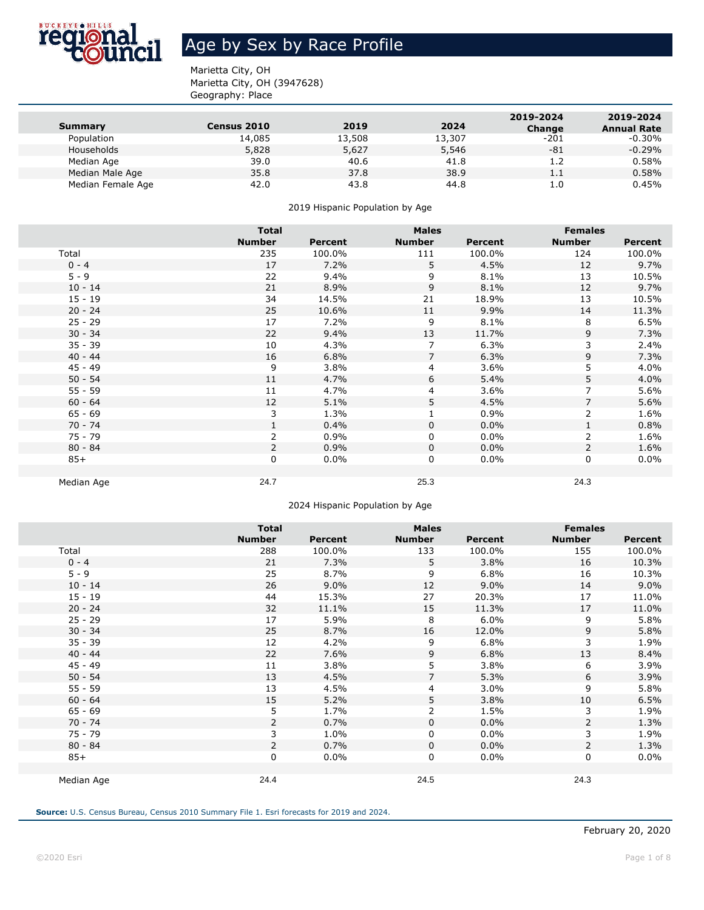# Age by Sex by Race Profile

Marietta City, OH
Marietta City, OH (3947628)
Geography: Place

| Summary | Census 2010 | 2019 | 2024 | 2019-2024 Change | 2019-2024 Annual Rate |
|---|---|---|---|---|---|
| Population | 14,085 | 13,508 | 13,307 | -201 | -0.30% |
| Households | 5,828 | 5,627 | 5,546 | -81 | -0.29% |
| Median Age | 39.0 | 40.6 | 41.8 | 1.2 | 0.58% |
| Median Male Age | 35.8 | 37.8 | 38.9 | 1.1 | 0.58% |
| Median Female Age | 42.0 | 43.8 | 44.8 | 1.0 | 0.45% |

2019 Hispanic Population by Age

| | Total | | Males | | Females | |
|---|---|---|---|---|---|---|
| | Number | Percent | Number | Percent | Number | Percent |
| Total | 235 | 100.0% | 111 | 100.0% | 124 | 100.0% |
| 0 - 4 | 17 | 7.2% | 5 | 4.5% | 12 | 9.7% |
| 5 - 9 | 22 | 9.4% | 9 | 8.1% | 13 | 10.5% |
| 10 - 14 | 21 | 8.9% | 9 | 8.1% | 12 | 9.7% |
| 15 - 19 | 34 | 14.5% | 21 | 18.9% | 13 | 10.5% |
| 20 - 24 | 25 | 10.6% | 11 | 9.9% | 14 | 11.3% |
| 25 - 29 | 17 | 7.2% | 9 | 8.1% | 8 | 6.5% |
| 30 - 34 | 22 | 9.4% | 13 | 11.7% | 9 | 7.3% |
| 35 - 39 | 10 | 4.3% | 7 | 6.3% | 3 | 2.4% |
| 40 - 44 | 16 | 6.8% | 7 | 6.3% | 9 | 7.3% |
| 45 - 49 | 9 | 3.8% | 4 | 3.6% | 5 | 4.0% |
| 50 - 54 | 11 | 4.7% | 6 | 5.4% | 5 | 4.0% |
| 55 - 59 | 11 | 4.7% | 4 | 3.6% | 7 | 5.6% |
| 60 - 64 | 12 | 5.1% | 5 | 4.5% | 7 | 5.6% |
| 65 - 69 | 3 | 1.3% | 1 | 0.9% | 2 | 1.6% |
| 70 - 74 | 1 | 0.4% | 0 | 0.0% | 1 | 0.8% |
| 75 - 79 | 2 | 0.9% | 0 | 0.0% | 2 | 1.6% |
| 80 - 84 | 2 | 0.9% | 0 | 0.0% | 2 | 1.6% |
| 85+ | 0 | 0.0% | 0 | 0.0% | 0 | 0.0% |
| Median Age | 24.7 | | 25.3 | | 24.3 | |

2024 Hispanic Population by Age

| | Total | | Males | | Females | |
|---|---|---|---|---|---|---|
| | Number | Percent | Number | Percent | Number | Percent |
| Total | 288 | 100.0% | 133 | 100.0% | 155 | 100.0% |
| 0 - 4 | 21 | 7.3% | 5 | 3.8% | 16 | 10.3% |
| 5 - 9 | 25 | 8.7% | 9 | 6.8% | 16 | 10.3% |
| 10 - 14 | 26 | 9.0% | 12 | 9.0% | 14 | 9.0% |
| 15 - 19 | 44 | 15.3% | 27 | 20.3% | 17 | 11.0% |
| 20 - 24 | 32 | 11.1% | 15 | 11.3% | 17 | 11.0% |
| 25 - 29 | 17 | 5.9% | 8 | 6.0% | 9 | 5.8% |
| 30 - 34 | 25 | 8.7% | 16 | 12.0% | 9 | 5.8% |
| 35 - 39 | 12 | 4.2% | 9 | 6.8% | 3 | 1.9% |
| 40 - 44 | 22 | 7.6% | 9 | 6.8% | 13 | 8.4% |
| 45 - 49 | 11 | 3.8% | 5 | 3.8% | 6 | 3.9% |
| 50 - 54 | 13 | 4.5% | 7 | 5.3% | 6 | 3.9% |
| 55 - 59 | 13 | 4.5% | 4 | 3.0% | 9 | 5.8% |
| 60 - 64 | 15 | 5.2% | 5 | 3.8% | 10 | 6.5% |
| 65 - 69 | 5 | 1.7% | 2 | 1.5% | 3 | 1.9% |
| 70 - 74 | 2 | 0.7% | 0 | 0.0% | 2 | 1.3% |
| 75 - 79 | 3 | 1.0% | 0 | 0.0% | 3 | 1.9% |
| 80 - 84 | 2 | 0.7% | 0 | 0.0% | 2 | 1.3% |
| 85+ | 0 | 0.0% | 0 | 0.0% | 0 | 0.0% |
| Median Age | 24.4 | | 24.5 | | 24.3 | |

**Source:** U.S. Census Bureau, Census 2010 Summary File 1. Esri forecasts for 2019 and 2024.

February 20, 2020

©2020 Esri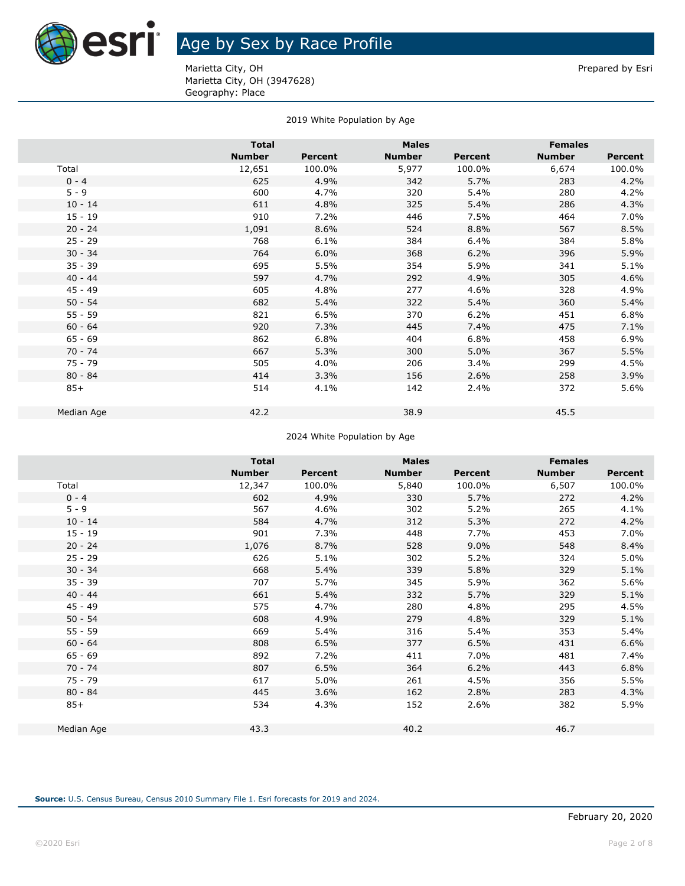# Age by Sex by Race Profile

Marietta City, OH
Marietta City, OH (3947628)
Geography: Place

Prepared by Esri

## 2019 White Population by Age

| | Total | | Males | | Females | |
|---|---|---|---|---|---|---|
| | Number | Percent | Number | Percent | Number | Percent |
| Total | 12,651 | 100.0% | 5,977 | 100.0% | 6,674 | 100.0% |
| 0 - 4 | 625 | 4.9% | 342 | 5.7% | 283 | 4.2% |
| 5 - 9 | 600 | 4.7% | 320 | 5.4% | 280 | 4.2% |
| 10 - 14 | 611 | 4.8% | 325 | 5.4% | 286 | 4.3% |
| 15 - 19 | 910 | 7.2% | 446 | 7.5% | 464 | 7.0% |
| 20 - 24 | 1,091 | 8.6% | 524 | 8.8% | 567 | 8.5% |
| 25 - 29 | 768 | 6.1% | 384 | 6.4% | 384 | 5.8% |
| 30 - 34 | 764 | 6.0% | 368 | 6.2% | 396 | 5.9% |
| 35 - 39 | 695 | 5.5% | 354 | 5.9% | 341 | 5.1% |
| 40 - 44 | 597 | 4.7% | 292 | 4.9% | 305 | 4.6% |
| 45 - 49 | 605 | 4.8% | 277 | 4.6% | 328 | 4.9% |
| 50 - 54 | 682 | 5.4% | 322 | 5.4% | 360 | 5.4% |
| 55 - 59 | 821 | 6.5% | 370 | 6.2% | 451 | 6.8% |
| 60 - 64 | 920 | 7.3% | 445 | 7.4% | 475 | 7.1% |
| 65 - 69 | 862 | 6.8% | 404 | 6.8% | 458 | 6.9% |
| 70 - 74 | 667 | 5.3% | 300 | 5.0% | 367 | 5.5% |
| 75 - 79 | 505 | 4.0% | 206 | 3.4% | 299 | 4.5% |
| 80 - 84 | 414 | 3.3% | 156 | 2.6% | 258 | 3.9% |
| 85+ | 514 | 4.1% | 142 | 2.4% | 372 | 5.6% |
| Median Age | 42.2 | | 38.9 | | 45.5 | |

## 2024 White Population by Age

| | Total | | Males | | Females | |
|---|---|---|---|---|---|---|
| | Number | Percent | Number | Percent | Number | Percent |
| Total | 12,347 | 100.0% | 5,840 | 100.0% | 6,507 | 100.0% |
| 0 - 4 | 602 | 4.9% | 330 | 5.7% | 272 | 4.2% |
| 5 - 9 | 567 | 4.6% | 302 | 5.2% | 265 | 4.1% |
| 10 - 14 | 584 | 4.7% | 312 | 5.3% | 272 | 4.2% |
| 15 - 19 | 901 | 7.3% | 448 | 7.7% | 453 | 7.0% |
| 20 - 24 | 1,076 | 8.7% | 528 | 9.0% | 548 | 8.4% |
| 25 - 29 | 626 | 5.1% | 302 | 5.2% | 324 | 5.0% |
| 30 - 34 | 668 | 5.4% | 339 | 5.8% | 329 | 5.1% |
| 35 - 39 | 707 | 5.7% | 345 | 5.9% | 362 | 5.6% |
| 40 - 44 | 661 | 5.4% | 332 | 5.7% | 329 | 5.1% |
| 45 - 49 | 575 | 4.7% | 280 | 4.8% | 295 | 4.5% |
| 50 - 54 | 608 | 4.9% | 279 | 4.8% | 329 | 5.1% |
| 55 - 59 | 669 | 5.4% | 316 | 5.4% | 353 | 5.4% |
| 60 - 64 | 808 | 6.5% | 377 | 6.5% | 431 | 6.6% |
| 65 - 69 | 892 | 7.2% | 411 | 7.0% | 481 | 7.4% |
| 70 - 74 | 807 | 6.5% | 364 | 6.2% | 443 | 6.8% |
| 75 - 79 | 617 | 5.0% | 261 | 4.5% | 356 | 5.5% |
| 80 - 84 | 445 | 3.6% | 162 | 2.8% | 283 | 4.3% |
| 85+ | 534 | 4.3% | 152 | 2.6% | 382 | 5.9% |
| Median Age | 43.3 | | 40.2 | | 46.7 | |

**Source:** U.S. Census Bureau, Census 2010 Summary File 1. Esri forecasts for 2019 and 2024.

February 20, 2020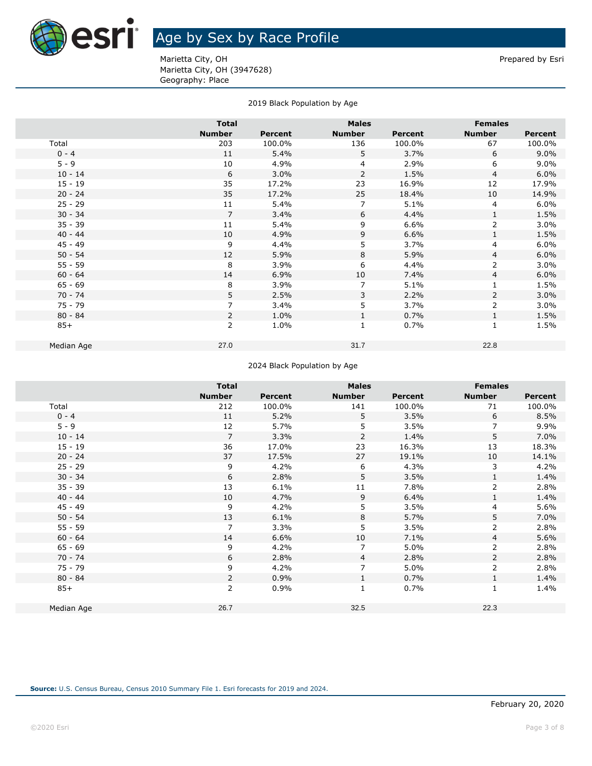# Age by Sex by Race Profile

Marietta City, OH
Marietta City, OH (3947628)
Geography: Place

Prepared by Esri

2019 Black Population by Age

| | Total | | Males | | Females | |
|---|---|---|---|---|---|---|
| | Number | Percent | Number | Percent | Number | Percent |
| Total | 203 | 100.0% | 136 | 100.0% | 67 | 100.0% |
| 0 - 4 | 11 | 5.4% | 5 | 3.7% | 6 | 9.0% |
| 5 - 9 | 10 | 4.9% | 4 | 2.9% | 6 | 9.0% |
| 10 - 14 | 6 | 3.0% | 2 | 1.5% | 4 | 6.0% |
| 15 - 19 | 35 | 17.2% | 23 | 16.9% | 12 | 17.9% |
| 20 - 24 | 35 | 17.2% | 25 | 18.4% | 10 | 14.9% |
| 25 - 29 | 11 | 5.4% | 7 | 5.1% | 4 | 6.0% |
| 30 - 34 | 7 | 3.4% | 6 | 4.4% | 1 | 1.5% |
| 35 - 39 | 11 | 5.4% | 9 | 6.6% | 2 | 3.0% |
| 40 - 44 | 10 | 4.9% | 9 | 6.6% | 1 | 1.5% |
| 45 - 49 | 9 | 4.4% | 5 | 3.7% | 4 | 6.0% |
| 50 - 54 | 12 | 5.9% | 8 | 5.9% | 4 | 6.0% |
| 55 - 59 | 8 | 3.9% | 6 | 4.4% | 2 | 3.0% |
| 60 - 64 | 14 | 6.9% | 10 | 7.4% | 4 | 6.0% |
| 65 - 69 | 8 | 3.9% | 7 | 5.1% | 1 | 1.5% |
| 70 - 74 | 5 | 2.5% | 3 | 2.2% | 2 | 3.0% |
| 75 - 79 | 7 | 3.4% | 5 | 3.7% | 2 | 3.0% |
| 80 - 84 | 2 | 1.0% | 1 | 0.7% | 1 | 1.5% |
| 85+ | 2 | 1.0% | 1 | 0.7% | 1 | 1.5% |
| Median Age | 27.0 | | 31.7 | | 22.8 | |

2024 Black Population by Age

| | Total | | Males | | Females | |
|---|---|---|---|---|---|---|
| | Number | Percent | Number | Percent | Number | Percent |
| Total | 212 | 100.0% | 141 | 100.0% | 71 | 100.0% |
| 0 - 4 | 11 | 5.2% | 5 | 3.5% | 6 | 8.5% |
| 5 - 9 | 12 | 5.7% | 5 | 3.5% | 7 | 9.9% |
| 10 - 14 | 7 | 3.3% | 2 | 1.4% | 5 | 7.0% |
| 15 - 19 | 36 | 17.0% | 23 | 16.3% | 13 | 18.3% |
| 20 - 24 | 37 | 17.5% | 27 | 19.1% | 10 | 14.1% |
| 25 - 29 | 9 | 4.2% | 6 | 4.3% | 3 | 4.2% |
| 30 - 34 | 6 | 2.8% | 5 | 3.5% | 1 | 1.4% |
| 35 - 39 | 13 | 6.1% | 11 | 7.8% | 2 | 2.8% |
| 40 - 44 | 10 | 4.7% | 9 | 6.4% | 1 | 1.4% |
| 45 - 49 | 9 | 4.2% | 5 | 3.5% | 4 | 5.6% |
| 50 - 54 | 13 | 6.1% | 8 | 5.7% | 5 | 7.0% |
| 55 - 59 | 7 | 3.3% | 5 | 3.5% | 2 | 2.8% |
| 60 - 64 | 14 | 6.6% | 10 | 7.1% | 4 | 5.6% |
| 65 - 69 | 9 | 4.2% | 7 | 5.0% | 2 | 2.8% |
| 70 - 74 | 6 | 2.8% | 4 | 2.8% | 2 | 2.8% |
| 75 - 79 | 9 | 4.2% | 7 | 5.0% | 2 | 2.8% |
| 80 - 84 | 2 | 0.9% | 1 | 0.7% | 1 | 1.4% |
| 85+ | 2 | 0.9% | 1 | 0.7% | 1 | 1.4% |
| Median Age | 26.7 | | 32.5 | | 22.3 | |

**Source:** U.S. Census Bureau, Census 2010 Summary File 1. Esri forecasts for 2019 and 2024.

February 20, 2020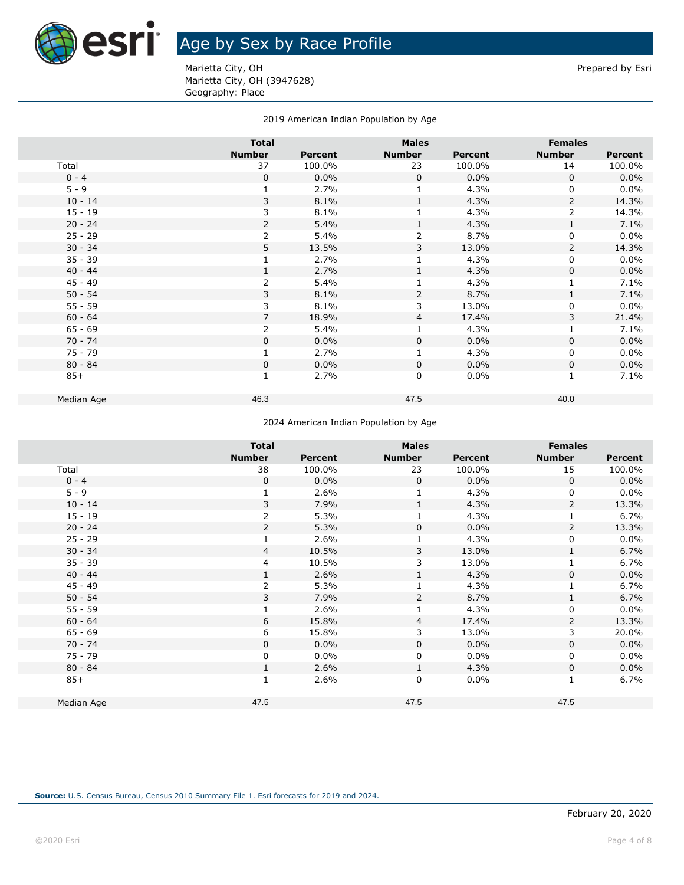# Age by Sex by Race Profile

Marietta City, OH
Marietta City, OH (3947628)
Geography: Place

Prepared by Esri

2019 American Indian Population by Age

| | Total | | Males | | Females | |
|---|---|---|---|---|---|---|
| | Number | Percent | Number | Percent | Number | Percent |
| Total | 37 | 100.0% | 23 | 100.0% | 14 | 100.0% |
| 0 - 4 | 0 | 0.0% | 0 | 0.0% | 0 | 0.0% |
| 5 - 9 | 1 | 2.7% | 1 | 4.3% | 0 | 0.0% |
| 10 - 14 | 3 | 8.1% | 1 | 4.3% | 2 | 14.3% |
| 15 - 19 | 3 | 8.1% | 1 | 4.3% | 2 | 14.3% |
| 20 - 24 | 2 | 5.4% | 1 | 4.3% | 1 | 7.1% |
| 25 - 29 | 2 | 5.4% | 2 | 8.7% | 0 | 0.0% |
| 30 - 34 | 5 | 13.5% | 3 | 13.0% | 2 | 14.3% |
| 35 - 39 | 1 | 2.7% | 1 | 4.3% | 0 | 0.0% |
| 40 - 44 | 1 | 2.7% | 1 | 4.3% | 0 | 0.0% |
| 45 - 49 | 2 | 5.4% | 1 | 4.3% | 1 | 7.1% |
| 50 - 54 | 3 | 8.1% | 2 | 8.7% | 1 | 7.1% |
| 55 - 59 | 3 | 8.1% | 3 | 13.0% | 0 | 0.0% |
| 60 - 64 | 7 | 18.9% | 4 | 17.4% | 3 | 21.4% |
| 65 - 69 | 2 | 5.4% | 1 | 4.3% | 1 | 7.1% |
| 70 - 74 | 0 | 0.0% | 0 | 0.0% | 0 | 0.0% |
| 75 - 79 | 1 | 2.7% | 1 | 4.3% | 0 | 0.0% |
| 80 - 84 | 0 | 0.0% | 0 | 0.0% | 0 | 0.0% |
| 85+ | 1 | 2.7% | 0 | 0.0% | 1 | 7.1% |
| Median Age | 46.3 | | 47.5 | | 40.0 | |

2024 American Indian Population by Age

| | Total | | Males | | Females | |
|---|---|---|---|---|---|---|
| | Number | Percent | Number | Percent | Number | Percent |
| Total | 38 | 100.0% | 23 | 100.0% | 15 | 100.0% |
| 0 - 4 | 0 | 0.0% | 0 | 0.0% | 0 | 0.0% |
| 5 - 9 | 1 | 2.6% | 1 | 4.3% | 0 | 0.0% |
| 10 - 14 | 3 | 7.9% | 1 | 4.3% | 2 | 13.3% |
| 15 - 19 | 2 | 5.3% | 1 | 4.3% | 1 | 6.7% |
| 20 - 24 | 2 | 5.3% | 0 | 0.0% | 2 | 13.3% |
| 25 - 29 | 1 | 2.6% | 1 | 4.3% | 0 | 0.0% |
| 30 - 34 | 4 | 10.5% | 3 | 13.0% | 1 | 6.7% |
| 35 - 39 | 4 | 10.5% | 3 | 13.0% | 1 | 6.7% |
| 40 - 44 | 1 | 2.6% | 1 | 4.3% | 0 | 0.0% |
| 45 - 49 | 2 | 5.3% | 1 | 4.3% | 1 | 6.7% |
| 50 - 54 | 3 | 7.9% | 2 | 8.7% | 1 | 6.7% |
| 55 - 59 | 1 | 2.6% | 1 | 4.3% | 0 | 0.0% |
| 60 - 64 | 6 | 15.8% | 4 | 17.4% | 2 | 13.3% |
| 65 - 69 | 6 | 15.8% | 3 | 13.0% | 3 | 20.0% |
| 70 - 74 | 0 | 0.0% | 0 | 0.0% | 0 | 0.0% |
| 75 - 79 | 0 | 0.0% | 0 | 0.0% | 0 | 0.0% |
| 80 - 84 | 1 | 2.6% | 1 | 4.3% | 0 | 0.0% |
| 85+ | 1 | 2.6% | 0 | 0.0% | 1 | 6.7% |
| Median Age | 47.5 | | 47.5 | | 47.5 | |

**Source:** U.S. Census Bureau, Census 2010 Summary File 1. Esri forecasts for 2019 and 2024.

February 20, 2020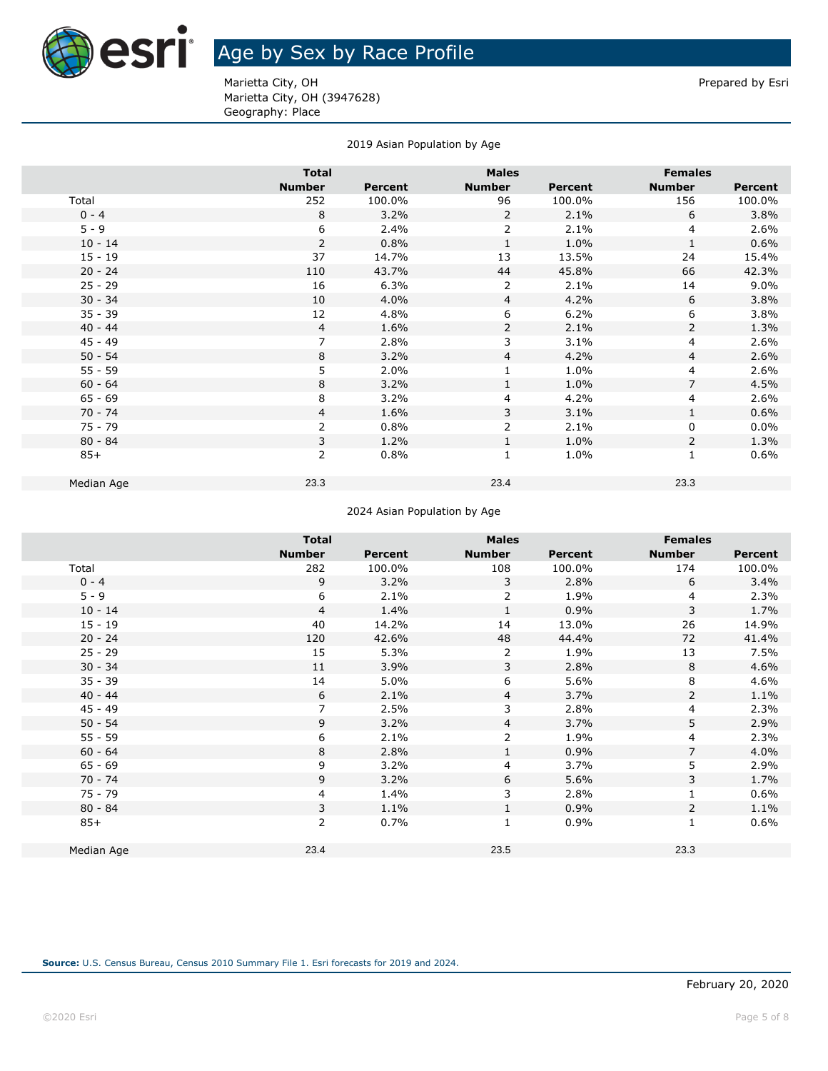# Age by Sex by Race Profile

Marietta City, OH
Marietta City, OH (3947628)
Geography: Place

Prepared by Esri

2019 Asian Population by Age

| | Total | | Males | | Females | |
|---|---|---|---|---|---|---|
| | Number | Percent | Number | Percent | Number | Percent |
| Total | 252 | 100.0% | 96 | 100.0% | 156 | 100.0% |
| 0 - 4 | 8 | 3.2% | 2 | 2.1% | 6 | 3.8% |
| 5 - 9 | 6 | 2.4% | 2 | 2.1% | 4 | 2.6% |
| 10 - 14 | 2 | 0.8% | 1 | 1.0% | 1 | 0.6% |
| 15 - 19 | 37 | 14.7% | 13 | 13.5% | 24 | 15.4% |
| 20 - 24 | 110 | 43.7% | 44 | 45.8% | 66 | 42.3% |
| 25 - 29 | 16 | 6.3% | 2 | 2.1% | 14 | 9.0% |
| 30 - 34 | 10 | 4.0% | 4 | 4.2% | 6 | 3.8% |
| 35 - 39 | 12 | 4.8% | 6 | 6.2% | 6 | 3.8% |
| 40 - 44 | 4 | 1.6% | 2 | 2.1% | 2 | 1.3% |
| 45 - 49 | 7 | 2.8% | 3 | 3.1% | 4 | 2.6% |
| 50 - 54 | 8 | 3.2% | 4 | 4.2% | 4 | 2.6% |
| 55 - 59 | 5 | 2.0% | 1 | 1.0% | 4 | 2.6% |
| 60 - 64 | 8 | 3.2% | 1 | 1.0% | 7 | 4.5% |
| 65 - 69 | 8 | 3.2% | 4 | 4.2% | 4 | 2.6% |
| 70 - 74 | 4 | 1.6% | 3 | 3.1% | 1 | 0.6% |
| 75 - 79 | 2 | 0.8% | 2 | 2.1% | 0 | 0.0% |
| 80 - 84 | 3 | 1.2% | 1 | 1.0% | 2 | 1.3% |
| 85+ | 2 | 0.8% | 1 | 1.0% | 1 | 0.6% |
| | | | | | | |
| Median Age | 23.3 | | 23.4 | | 23.3 | |

2024 Asian Population by Age

| | Total | | Males | | Females | |
|---|---|---|---|---|---|---|
| | Number | Percent | Number | Percent | Number | Percent |
| Total | 282 | 100.0% | 108 | 100.0% | 174 | 100.0% |
| 0 - 4 | 9 | 3.2% | 3 | 2.8% | 6 | 3.4% |
| 5 - 9 | 6 | 2.1% | 2 | 1.9% | 4 | 2.3% |
| 10 - 14 | 4 | 1.4% | 1 | 0.9% | 3 | 1.7% |
| 15 - 19 | 40 | 14.2% | 14 | 13.0% | 26 | 14.9% |
| 20 - 24 | 120 | 42.6% | 48 | 44.4% | 72 | 41.4% |
| 25 - 29 | 15 | 5.3% | 2 | 1.9% | 13 | 7.5% |
| 30 - 34 | 11 | 3.9% | 3 | 2.8% | 8 | 4.6% |
| 35 - 39 | 14 | 5.0% | 6 | 5.6% | 8 | 4.6% |
| 40 - 44 | 6 | 2.1% | 4 | 3.7% | 2 | 1.1% |
| 45 - 49 | 7 | 2.5% | 3 | 2.8% | 4 | 2.3% |
| 50 - 54 | 9 | 3.2% | 4 | 3.7% | 5 | 2.9% |
| 55 - 59 | 6 | 2.1% | 2 | 1.9% | 4 | 2.3% |
| 60 - 64 | 8 | 2.8% | 1 | 0.9% | 7 | 4.0% |
| 65 - 69 | 9 | 3.2% | 4 | 3.7% | 5 | 2.9% |
| 70 - 74 | 9 | 3.2% | 6 | 5.6% | 3 | 1.7% |
| 75 - 79 | 4 | 1.4% | 3 | 2.8% | 1 | 0.6% |
| 80 - 84 | 3 | 1.1% | 1 | 0.9% | 2 | 1.1% |
| 85+ | 2 | 0.7% | 1 | 0.9% | 1 | 0.6% |
| | | | | | | |
| Median Age | 23.4 | | 23.5 | | 23.3 | |

**Source:** U.S. Census Bureau, Census 2010 Summary File 1. Esri forecasts for 2019 and 2024.

February 20, 2020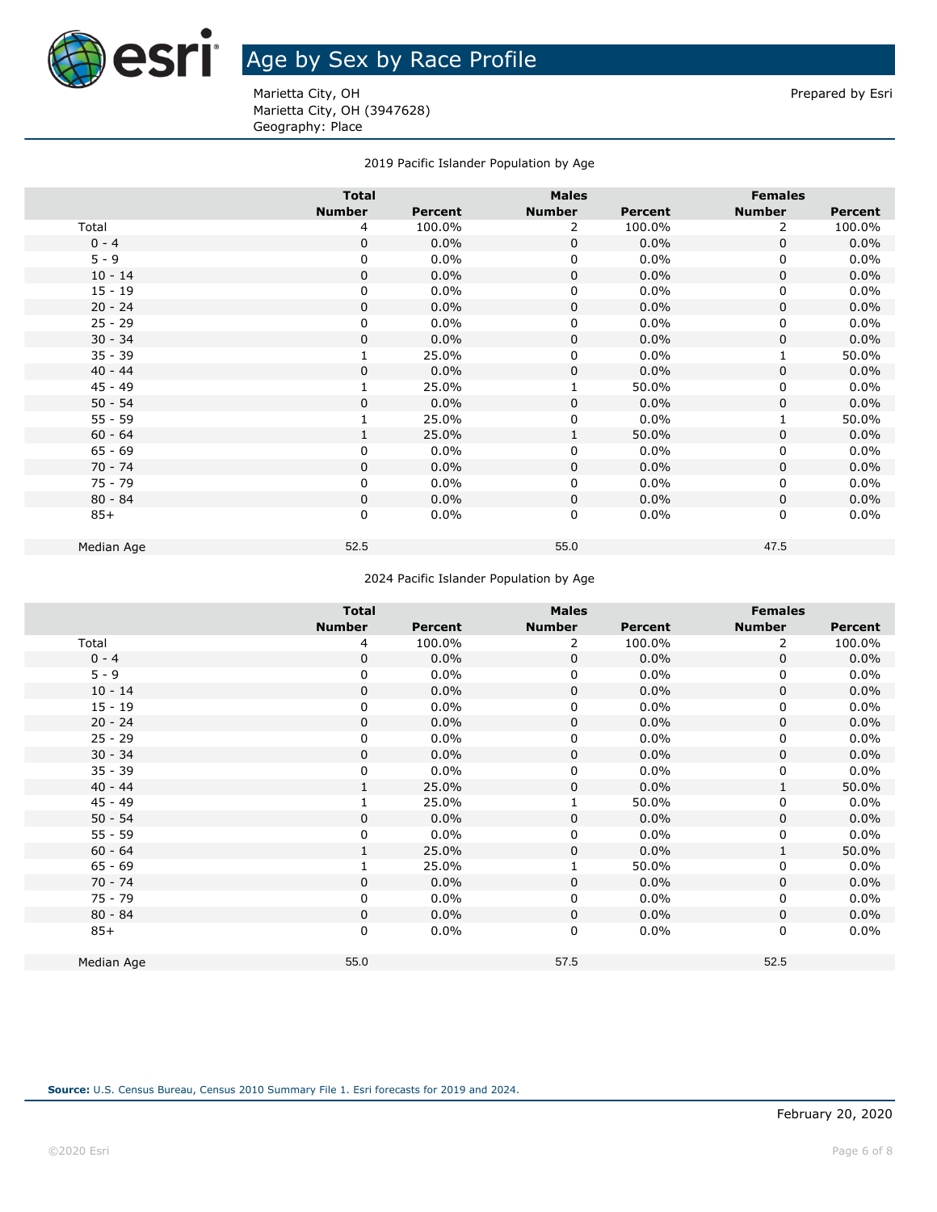# Age by Sex by Race Profile

Marietta City, OH
Marietta City, OH (3947628)
Geography: Place

Prepared by Esri

2019 Pacific Islander Population by Age

| | Total | | Males | | Females | |
|---|---|---|---|---|---|---|
| | Number | Percent | Number | Percent | Number | Percent |
| Total | 4 | 100.0% | 2 | 100.0% | 2 | 100.0% |
| 0 - 4 | 0 | 0.0% | 0 | 0.0% | 0 | 0.0% |
| 5 - 9 | 0 | 0.0% | 0 | 0.0% | 0 | 0.0% |
| 10 - 14 | 0 | 0.0% | 0 | 0.0% | 0 | 0.0% |
| 15 - 19 | 0 | 0.0% | 0 | 0.0% | 0 | 0.0% |
| 20 - 24 | 0 | 0.0% | 0 | 0.0% | 0 | 0.0% |
| 25 - 29 | 0 | 0.0% | 0 | 0.0% | 0 | 0.0% |
| 30 - 34 | 0 | 0.0% | 0 | 0.0% | 0 | 0.0% |
| 35 - 39 | 1 | 25.0% | 0 | 0.0% | 1 | 50.0% |
| 40 - 44 | 0 | 0.0% | 0 | 0.0% | 0 | 0.0% |
| 45 - 49 | 1 | 25.0% | 1 | 50.0% | 0 | 0.0% |
| 50 - 54 | 0 | 0.0% | 0 | 0.0% | 0 | 0.0% |
| 55 - 59 | 1 | 25.0% | 0 | 0.0% | 1 | 50.0% |
| 60 - 64 | 1 | 25.0% | 1 | 50.0% | 0 | 0.0% |
| 65 - 69 | 0 | 0.0% | 0 | 0.0% | 0 | 0.0% |
| 70 - 74 | 0 | 0.0% | 0 | 0.0% | 0 | 0.0% |
| 75 - 79 | 0 | 0.0% | 0 | 0.0% | 0 | 0.0% |
| 80 - 84 | 0 | 0.0% | 0 | 0.0% | 0 | 0.0% |
| 85+ | 0 | 0.0% | 0 | 0.0% | 0 | 0.0% |
| Median Age | 52.5 | | 55.0 | | 47.5 | |

2024 Pacific Islander Population by Age

| | Total | | Males | | Females | |
|---|---|---|---|---|---|---|
| | Number | Percent | Number | Percent | Number | Percent |
| Total | 4 | 100.0% | 2 | 100.0% | 2 | 100.0% |
| 0 - 4 | 0 | 0.0% | 0 | 0.0% | 0 | 0.0% |
| 5 - 9 | 0 | 0.0% | 0 | 0.0% | 0 | 0.0% |
| 10 - 14 | 0 | 0.0% | 0 | 0.0% | 0 | 0.0% |
| 15 - 19 | 0 | 0.0% | 0 | 0.0% | 0 | 0.0% |
| 20 - 24 | 0 | 0.0% | 0 | 0.0% | 0 | 0.0% |
| 25 - 29 | 0 | 0.0% | 0 | 0.0% | 0 | 0.0% |
| 30 - 34 | 0 | 0.0% | 0 | 0.0% | 0 | 0.0% |
| 35 - 39 | 0 | 0.0% | 0 | 0.0% | 0 | 0.0% |
| 40 - 44 | 1 | 25.0% | 0 | 0.0% | 1 | 50.0% |
| 45 - 49 | 1 | 25.0% | 1 | 50.0% | 0 | 0.0% |
| 50 - 54 | 0 | 0.0% | 0 | 0.0% | 0 | 0.0% |
| 55 - 59 | 0 | 0.0% | 0 | 0.0% | 0 | 0.0% |
| 60 - 64 | 1 | 25.0% | 0 | 0.0% | 1 | 50.0% |
| 65 - 69 | 1 | 25.0% | 1 | 50.0% | 0 | 0.0% |
| 70 - 74 | 0 | 0.0% | 0 | 0.0% | 0 | 0.0% |
| 75 - 79 | 0 | 0.0% | 0 | 0.0% | 0 | 0.0% |
| 80 - 84 | 0 | 0.0% | 0 | 0.0% | 0 | 0.0% |
| 85+ | 0 | 0.0% | 0 | 0.0% | 0 | 0.0% |
| Median Age | 55.0 | | 57.5 | | 52.5 | |

**Source:** U.S. Census Bureau, Census 2010 Summary File 1. Esri forecasts for 2019 and 2024.

February 20, 2020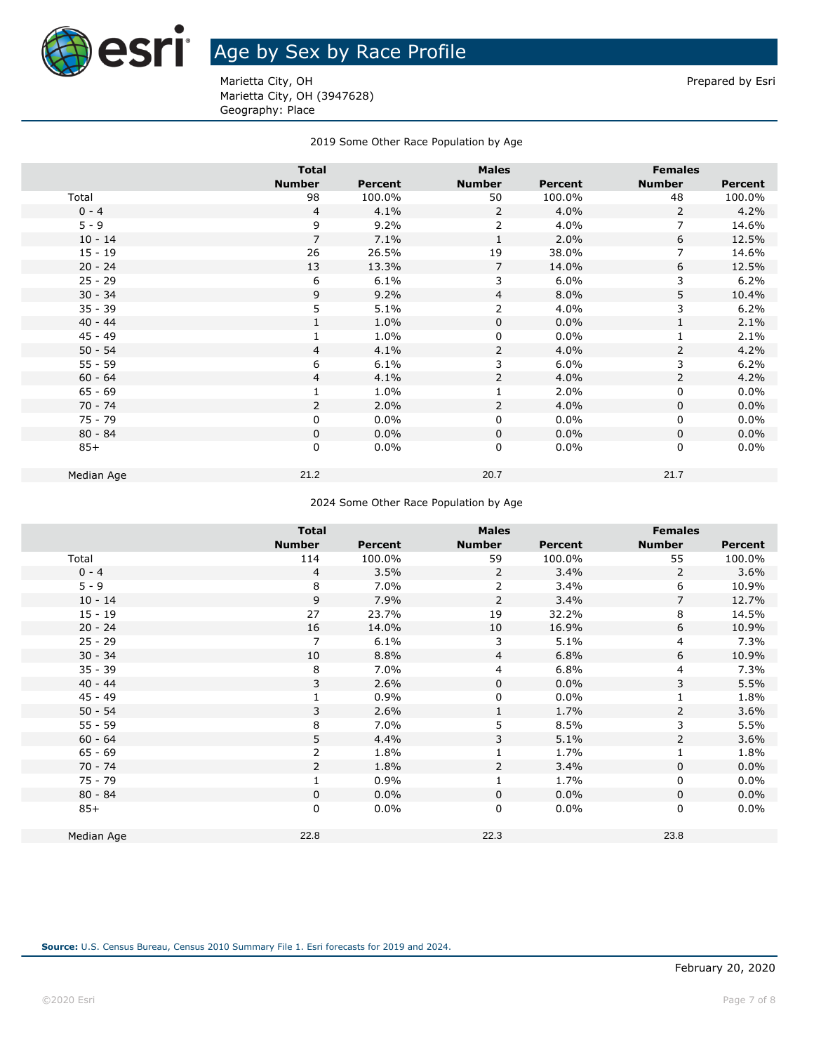# Age by Sex by Race Profile

Marietta City, OH
Marietta City, OH (3947628)
Geography: Place

Prepared by Esri

### 2019 Some Other Race Population by Age

| | Total | | Males | | Females | |
|---|---|---|---|---|---|---|
| | Number | Percent | Number | Percent | Number | Percent |
| Total | 98 | 100.0% | 50 | 100.0% | 48 | 100.0% |
| 0 - 4 | 4 | 4.1% | 2 | 4.0% | 2 | 4.2% |
| 5 - 9 | 9 | 9.2% | 2 | 4.0% | 7 | 14.6% |
| 10 - 14 | 7 | 7.1% | 1 | 2.0% | 6 | 12.5% |
| 15 - 19 | 26 | 26.5% | 19 | 38.0% | 7 | 14.6% |
| 20 - 24 | 13 | 13.3% | 7 | 14.0% | 6 | 12.5% |
| 25 - 29 | 6 | 6.1% | 3 | 6.0% | 3 | 6.2% |
| 30 - 34 | 9 | 9.2% | 4 | 8.0% | 5 | 10.4% |
| 35 - 39 | 5 | 5.1% | 2 | 4.0% | 3 | 6.2% |
| 40 - 44 | 1 | 1.0% | 0 | 0.0% | 1 | 2.1% |
| 45 - 49 | 1 | 1.0% | 0 | 0.0% | 1 | 2.1% |
| 50 - 54 | 4 | 4.1% | 2 | 4.0% | 2 | 4.2% |
| 55 - 59 | 6 | 6.1% | 3 | 6.0% | 3 | 6.2% |
| 60 - 64 | 4 | 4.1% | 2 | 4.0% | 2 | 4.2% |
| 65 - 69 | 1 | 1.0% | 1 | 2.0% | 0 | 0.0% |
| 70 - 74 | 2 | 2.0% | 2 | 4.0% | 0 | 0.0% |
| 75 - 79 | 0 | 0.0% | 0 | 0.0% | 0 | 0.0% |
| 80 - 84 | 0 | 0.0% | 0 | 0.0% | 0 | 0.0% |
| 85+ | 0 | 0.0% | 0 | 0.0% | 0 | 0.0% |
| Median Age | 21.2 | | 20.7 | | 21.7 | |

### 2024 Some Other Race Population by Age

| | Total | | Males | | Females | |
|---|---|---|---|---|---|---|
| | Number | Percent | Number | Percent | Number | Percent |
| Total | 114 | 100.0% | 59 | 100.0% | 55 | 100.0% |
| 0 - 4 | 4 | 3.5% | 2 | 3.4% | 2 | 3.6% |
| 5 - 9 | 8 | 7.0% | 2 | 3.4% | 6 | 10.9% |
| 10 - 14 | 9 | 7.9% | 2 | 3.4% | 7 | 12.7% |
| 15 - 19 | 27 | 23.7% | 19 | 32.2% | 8 | 14.5% |
| 20 - 24 | 16 | 14.0% | 10 | 16.9% | 6 | 10.9% |
| 25 - 29 | 7 | 6.1% | 3 | 5.1% | 4 | 7.3% |
| 30 - 34 | 10 | 8.8% | 4 | 6.8% | 6 | 10.9% |
| 35 - 39 | 8 | 7.0% | 4 | 6.8% | 4 | 7.3% |
| 40 - 44 | 3 | 2.6% | 0 | 0.0% | 3 | 5.5% |
| 45 - 49 | 1 | 0.9% | 0 | 0.0% | 1 | 1.8% |
| 50 - 54 | 3 | 2.6% | 1 | 1.7% | 2 | 3.6% |
| 55 - 59 | 8 | 7.0% | 5 | 8.5% | 3 | 5.5% |
| 60 - 64 | 5 | 4.4% | 3 | 5.1% | 2 | 3.6% |
| 65 - 69 | 2 | 1.8% | 1 | 1.7% | 1 | 1.8% |
| 70 - 74 | 2 | 1.8% | 2 | 3.4% | 0 | 0.0% |
| 75 - 79 | 1 | 0.9% | 1 | 1.7% | 0 | 0.0% |
| 80 - 84 | 0 | 0.0% | 0 | 0.0% | 0 | 0.0% |
| 85+ | 0 | 0.0% | 0 | 0.0% | 0 | 0.0% |
| Median Age | 22.8 | | 22.3 | | 23.8 | |

**Source:** U.S. Census Bureau, Census 2010 Summary File 1. Esri forecasts for 2019 and 2024.

February 20, 2020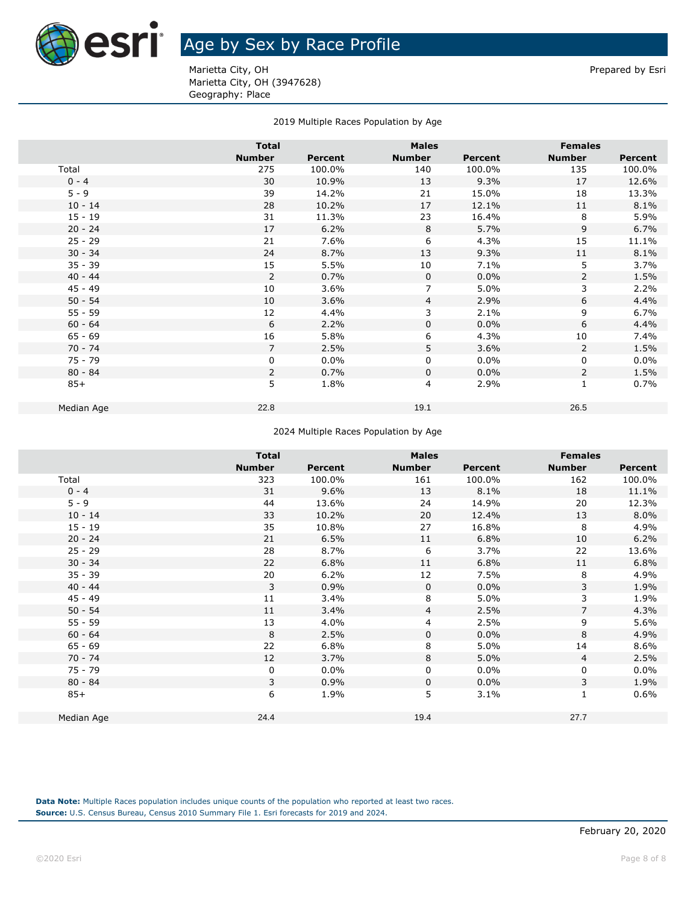# Age by Sex by Race Profile

Marietta City, OH
Marietta City, OH (3947628)
Geography: Place

Prepared by Esri

2019 Multiple Races Population by Age

| | Total | | Males | | Females | |
|---|---|---|---|---|---|---|
| | Number | Percent | Number | Percent | Number | Percent |
| Total | 275 | 100.0% | 140 | 100.0% | 135 | 100.0% |
| 0 - 4 | 30 | 10.9% | 13 | 9.3% | 17 | 12.6% |
| 5 - 9 | 39 | 14.2% | 21 | 15.0% | 18 | 13.3% |
| 10 - 14 | 28 | 10.2% | 17 | 12.1% | 11 | 8.1% |
| 15 - 19 | 31 | 11.3% | 23 | 16.4% | 8 | 5.9% |
| 20 - 24 | 17 | 6.2% | 8 | 5.7% | 9 | 6.7% |
| 25 - 29 | 21 | 7.6% | 6 | 4.3% | 15 | 11.1% |
| 30 - 34 | 24 | 8.7% | 13 | 9.3% | 11 | 8.1% |
| 35 - 39 | 15 | 5.5% | 10 | 7.1% | 5 | 3.7% |
| 40 - 44 | 2 | 0.7% | 0 | 0.0% | 2 | 1.5% |
| 45 - 49 | 10 | 3.6% | 7 | 5.0% | 3 | 2.2% |
| 50 - 54 | 10 | 3.6% | 4 | 2.9% | 6 | 4.4% |
| 55 - 59 | 12 | 4.4% | 3 | 2.1% | 9 | 6.7% |
| 60 - 64 | 6 | 2.2% | 0 | 0.0% | 6 | 4.4% |
| 65 - 69 | 16 | 5.8% | 6 | 4.3% | 10 | 7.4% |
| 70 - 74 | 7 | 2.5% | 5 | 3.6% | 2 | 1.5% |
| 75 - 79 | 0 | 0.0% | 0 | 0.0% | 0 | 0.0% |
| 80 - 84 | 2 | 0.7% | 0 | 0.0% | 2 | 1.5% |
| 85+ | 5 | 1.8% | 4 | 2.9% | 1 | 0.7% |
| Median Age | 22.8 | | 19.1 | | 26.5 | |

2024 Multiple Races Population by Age

| | Total | | Males | | Females | |
|---|---|---|---|---|---|---|
| | Number | Percent | Number | Percent | Number | Percent |
| Total | 323 | 100.0% | 161 | 100.0% | 162 | 100.0% |
| 0 - 4 | 31 | 9.6% | 13 | 8.1% | 18 | 11.1% |
| 5 - 9 | 44 | 13.6% | 24 | 14.9% | 20 | 12.3% |
| 10 - 14 | 33 | 10.2% | 20 | 12.4% | 13 | 8.0% |
| 15 - 19 | 35 | 10.8% | 27 | 16.8% | 8 | 4.9% |
| 20 - 24 | 21 | 6.5% | 11 | 6.8% | 10 | 6.2% |
| 25 - 29 | 28 | 8.7% | 6 | 3.7% | 22 | 13.6% |
| 30 - 34 | 22 | 6.8% | 11 | 6.8% | 11 | 6.8% |
| 35 - 39 | 20 | 6.2% | 12 | 7.5% | 8 | 4.9% |
| 40 - 44 | 3 | 0.9% | 0 | 0.0% | 3 | 1.9% |
| 45 - 49 | 11 | 3.4% | 8 | 5.0% | 3 | 1.9% |
| 50 - 54 | 11 | 3.4% | 4 | 2.5% | 7 | 4.3% |
| 55 - 59 | 13 | 4.0% | 4 | 2.5% | 9 | 5.6% |
| 60 - 64 | 8 | 2.5% | 0 | 0.0% | 8 | 4.9% |
| 65 - 69 | 22 | 6.8% | 8 | 5.0% | 14 | 8.6% |
| 70 - 74 | 12 | 3.7% | 8 | 5.0% | 4 | 2.5% |
| 75 - 79 | 0 | 0.0% | 0 | 0.0% | 0 | 0.0% |
| 80 - 84 | 3 | 0.9% | 0 | 0.0% | 3 | 1.9% |
| 85+ | 6 | 1.9% | 5 | 3.1% | 1 | 0.6% |
| Median Age | 24.4 | | 19.4 | | 27.7 | |

**Data Note:** Multiple Races population includes unique counts of the population who reported at least two races.
**Source:** U.S. Census Bureau, Census 2010 Summary File 1. Esri forecasts for 2019 and 2024.

February 20, 2020

©2020 Esri